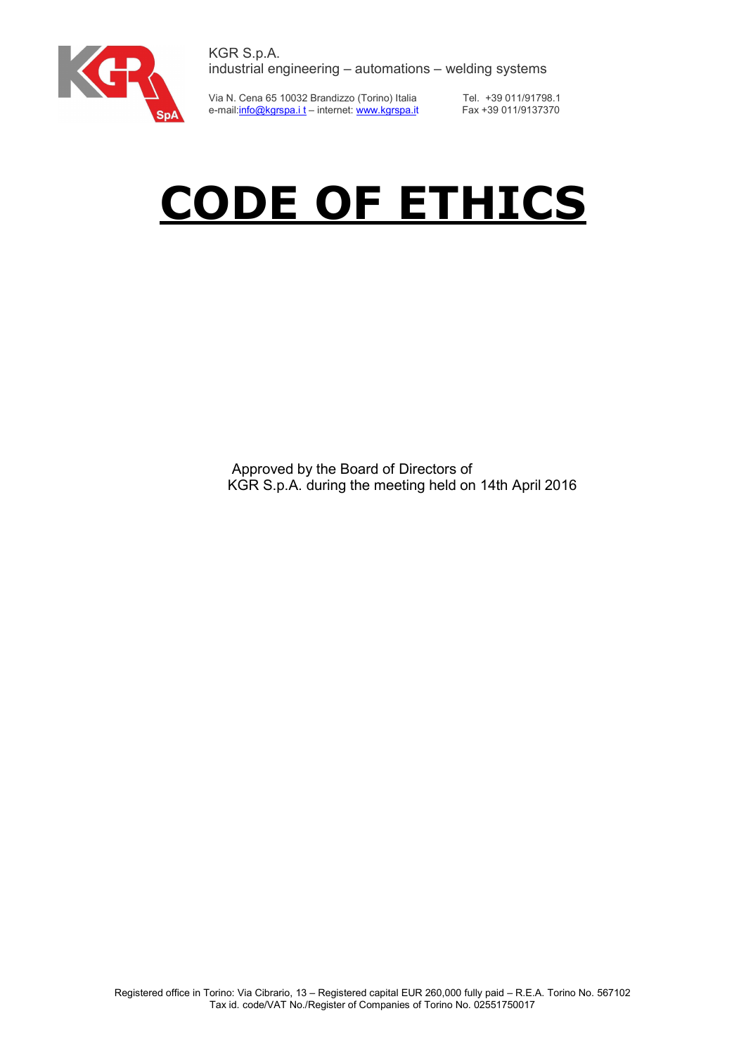KGR S.p.A.
industrial engineering – automations – welding systems

Via N. Cena 65 10032 Brandizzo (Torino) Italia
e-mail:info@kgrspa.i t – internet: www.kgrspa.it

Tel. +39 011/91798.1
Fax +39 011/9137370

# CODE OF ETHICS

Approved by the Board of Directors of
KGR S.p.A. during the meeting held on 14th April 2016

Registered office in Torino: Via Cibrario, 13 – Registered capital EUR 260,000 fully paid – R.E.A. Torino No. 567102
Tax id. code/VAT No./Register of Companies of Torino No. 02551750017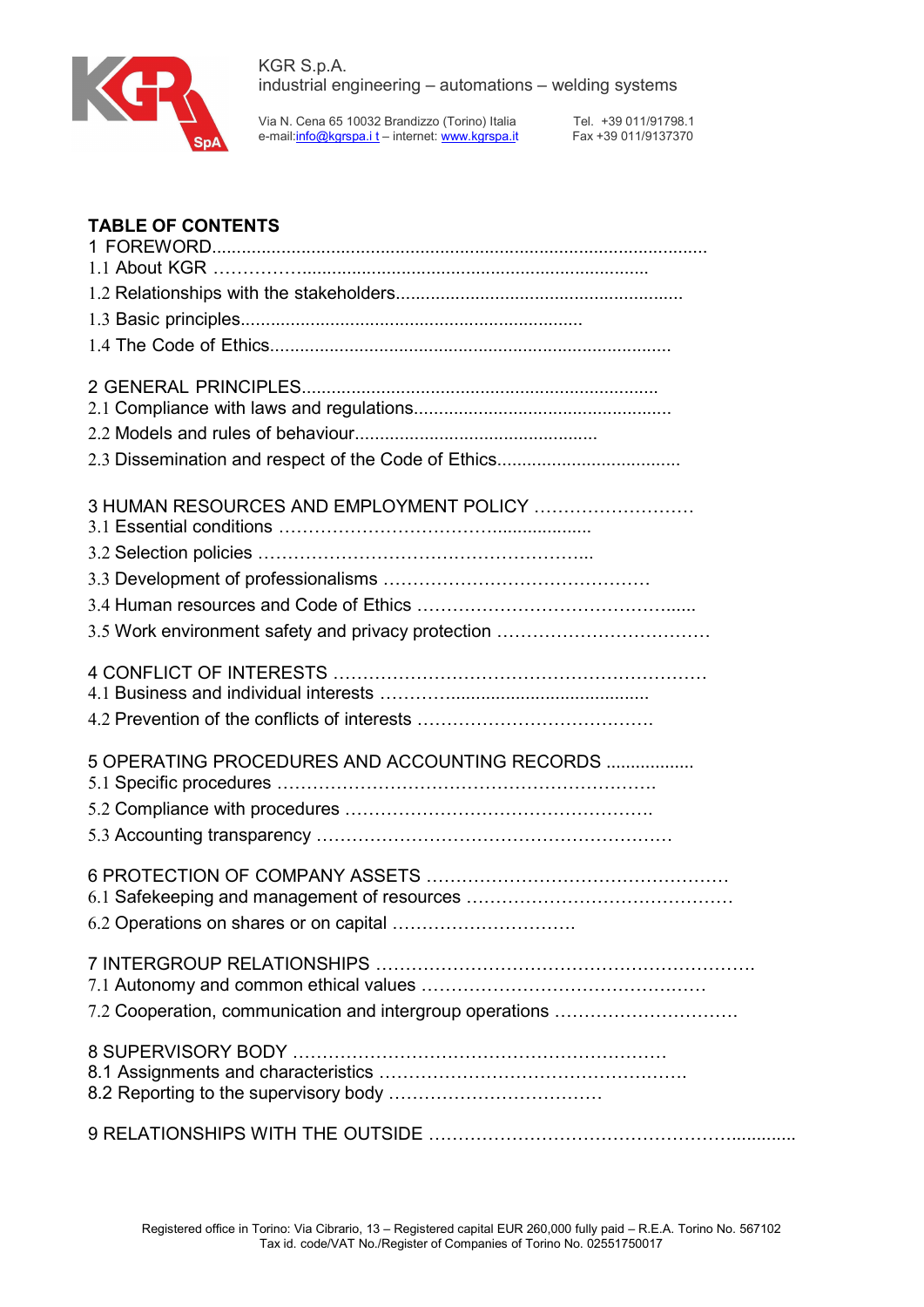## TABLE OF CONTENTS

1 FOREWORD

1.1 About KGR

1.2 Relationships with the stakeholders

1.3 Basic principles

1.4 The Code of Ethics

2 GENERAL PRINCIPLES

2.1 Compliance with laws and regulations

2.2 Models and rules of behaviour

2.3 Dissemination and respect of the Code of Ethics

3 HUMAN RESOURCES AND EMPLOYMENT POLICY

3.1 Essential conditions

3.2 Selection policies

3.3 Development of professionalisms

3.4 Human resources and Code of Ethics

3.5 Work environment safety and privacy protection

4 CONFLICT OF INTERESTS

4.1 Business and individual interests

4.2 Prevention of the conflicts of interests

5 OPERATING PROCEDURES AND ACCOUNTING RECORDS

5.1 Specific procedures

5.2 Compliance with procedures

5.3 Accounting transparency

6 PROTECTION OF COMPANY ASSETS

6.1 Safekeeping and management of resources

6.2 Operations on shares or on capital

7 INTERGROUP RELATIONSHIPS

7.1 Autonomy and common ethical values

7.2 Cooperation, communication and intergroup operations

8 SUPERVISORY BODY

8.1 Assignments and characteristics

8.2 Reporting to the supervisory body

9 RELATIONSHIPS WITH THE OUTSIDE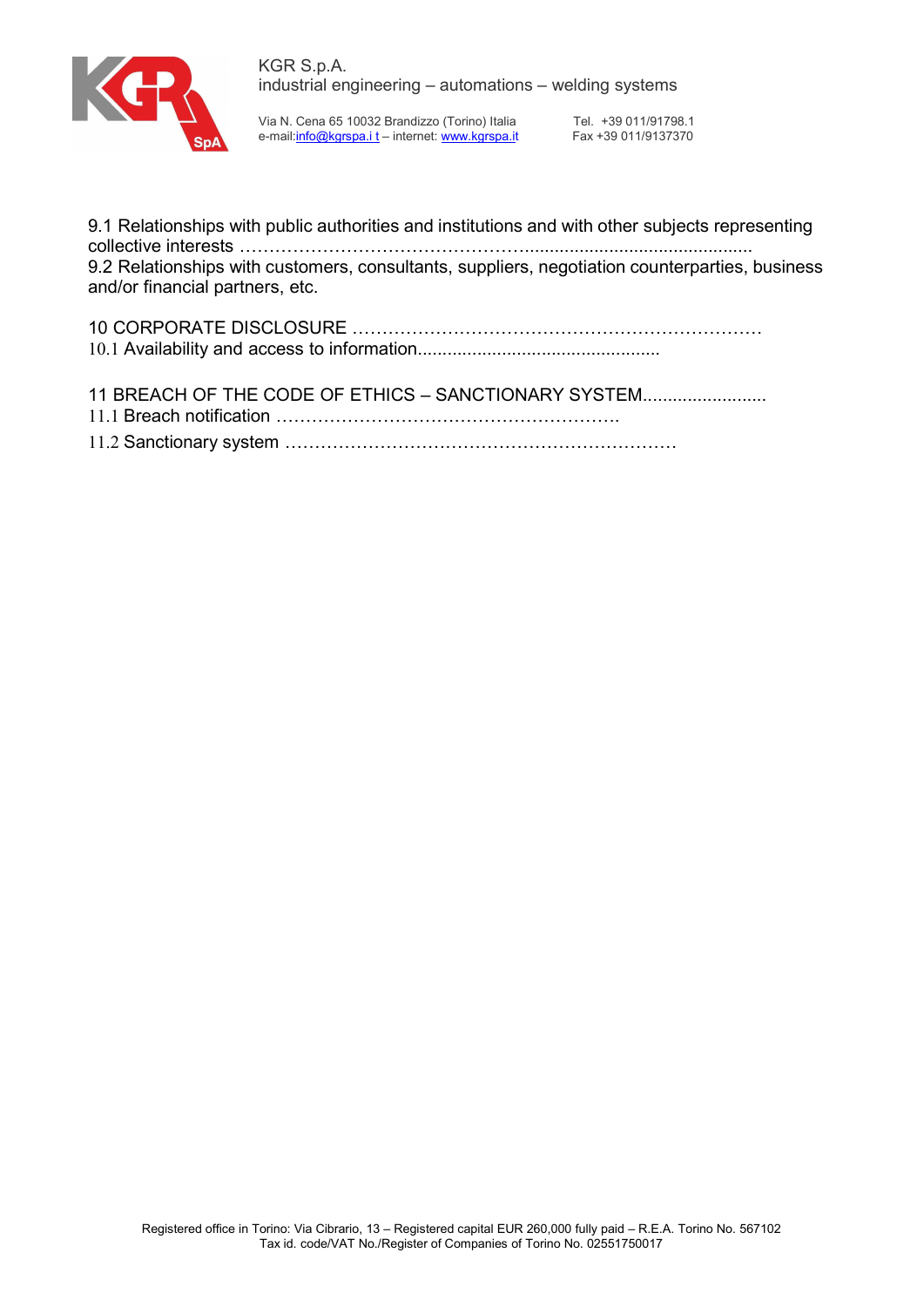9.1 Relationships with public authorities and institutions and with other subjects representing collective interests ……………………………………………...............................................

9.2 Relationships with customers, consultants, suppliers, negotiation counterparties, business and/or financial partners, etc.

10 CORPORATE DISCLOSURE ……………………………………………………………

10.1 Availability and access to information................................................

11 BREACH OF THE CODE OF ETHICS – SANCTIONARY SYSTEM.........................

11.1 Breach notification …………………………………………………..

11.2 Sanctionary system …………………………………………………………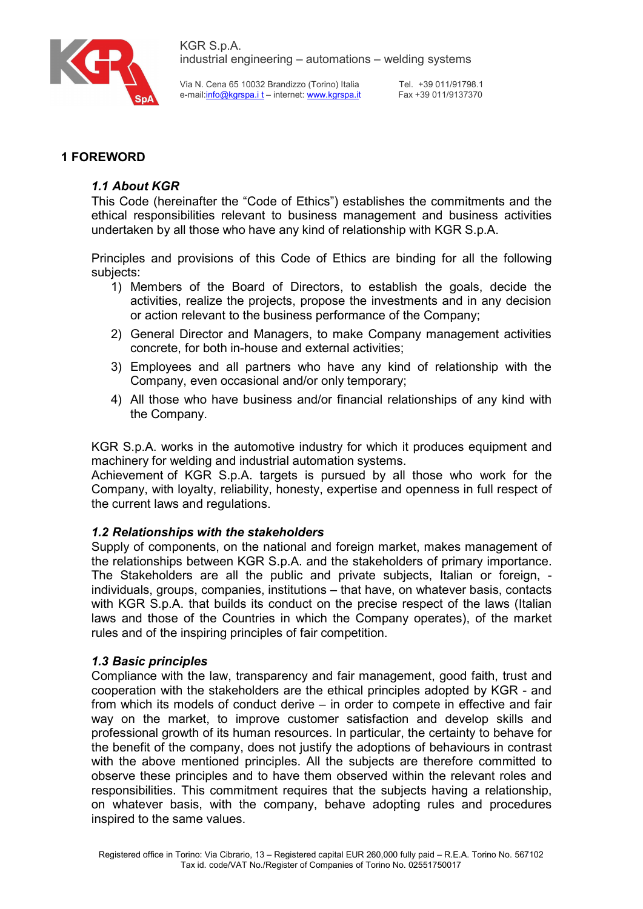# 1 FOREWORD

### *1.1 About KGR*

This Code (hereinafter the "Code of Ethics") establishes the commitments and the ethical responsibilities relevant to business management and business activities undertaken by all those who have any kind of relationship with KGR S.p.A.

Principles and provisions of this Code of Ethics are binding for all the following subjects:

1) Members of the Board of Directors, to establish the goals, decide the activities, realize the projects, propose the investments and in any decision or action relevant to the business performance of the Company;
2) General Director and Managers, to make Company management activities concrete, for both in-house and external activities;
3) Employees and all partners who have any kind of relationship with the Company, even occasional and/or only temporary;
4) All those who have business and/or financial relationships of any kind with the Company.

KGR S.p.A. works in the automotive industry for which it produces equipment and machinery for welding and industrial automation systems.
Achievement of KGR S.p.A. targets is pursued by all those who work for the Company, with loyalty, reliability, honesty, expertise and openness in full respect of the current laws and regulations.

### *1.2 Relationships with the stakeholders*

Supply of components, on the national and foreign market, makes management of the relationships between KGR S.p.A. and the stakeholders of primary importance. The Stakeholders are all the public and private subjects, Italian or foreign, - individuals, groups, companies, institutions – that have, on whatever basis, contacts with KGR S.p.A. that builds its conduct on the precise respect of the laws (Italian laws and those of the Countries in which the Company operates), of the market rules and of the inspiring principles of fair competition.

### *1.3 Basic principles*

Compliance with the law, transparency and fair management, good faith, trust and cooperation with the stakeholders are the ethical principles adopted by KGR - and from which its models of conduct derive – in order to compete in effective and fair way on the market, to improve customer satisfaction and develop skills and professional growth of its human resources. In particular, the certainty to behave for the benefit of the company, does not justify the adoptions of behaviours in contrast with the above mentioned principles. All the subjects are therefore committed to observe these principles and to have them observed within the relevant roles and responsibilities. This commitment requires that the subjects having a relationship, on whatever basis, with the company, behave adopting rules and procedures inspired to the same values.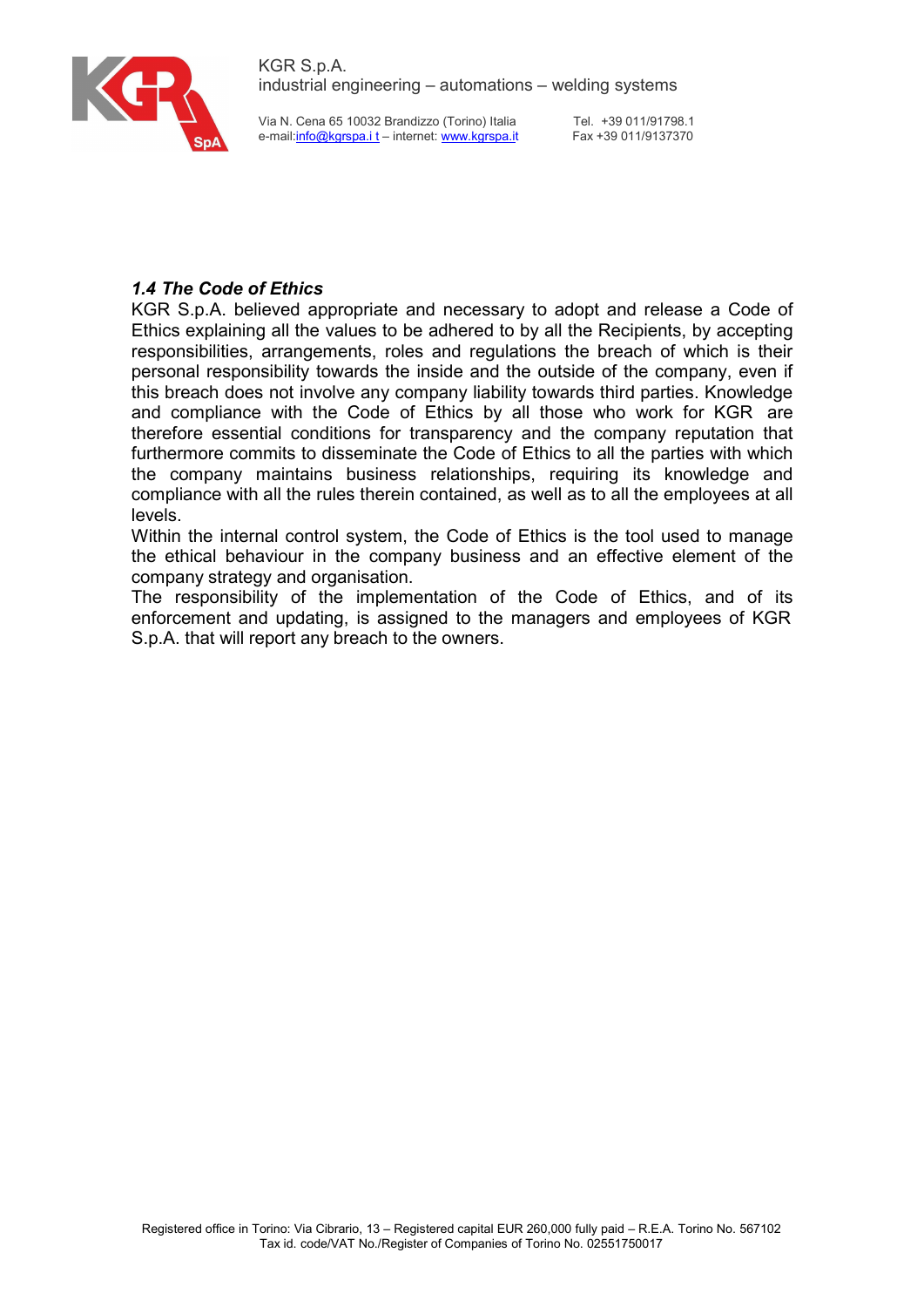### *1.4 The Code of Ethics*

KGR S.p.A. believed appropriate and necessary to adopt and release a Code of Ethics explaining all the values to be adhered to by all the Recipients, by accepting responsibilities, arrangements, roles and regulations the breach of which is their personal responsibility towards the inside and the outside of the company, even if this breach does not involve any company liability towards third parties. Knowledge and compliance with the Code of Ethics by all those who work for KGR are therefore essential conditions for transparency and the company reputation that furthermore commits to disseminate the Code of Ethics to all the parties with which the company maintains business relationships, requiring its knowledge and compliance with all the rules therein contained, as well as to all the employees at all levels.

Within the internal control system, the Code of Ethics is the tool used to manage the ethical behaviour in the company business and an effective element of the company strategy and organisation.

The responsibility of the implementation of the Code of Ethics, and of its enforcement and updating, is assigned to the managers and employees of KGR S.p.A. that will report any breach to the owners.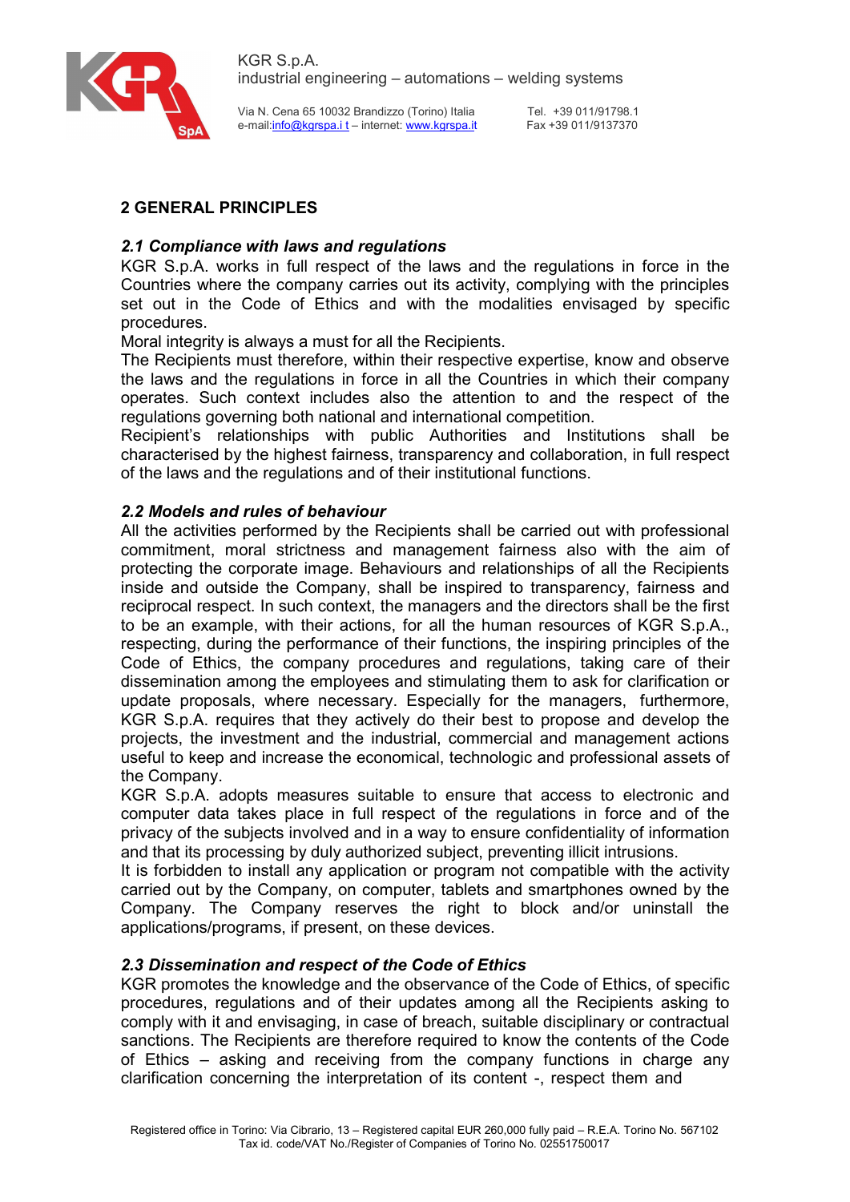## 2 GENERAL PRINCIPLES

### *2.1 Compliance with laws and regulations*

KGR S.p.A. works in full respect of the laws and the regulations in force in the Countries where the company carries out its activity, complying with the principles set out in the Code of Ethics and with the modalities envisaged by specific procedures.

Moral integrity is always a must for all the Recipients.

The Recipients must therefore, within their respective expertise, know and observe the laws and the regulations in force in all the Countries in which their company operates. Such context includes also the attention to and the respect of the regulations governing both national and international competition.

Recipient's relationships with public Authorities and Institutions shall be characterised by the highest fairness, transparency and collaboration, in full respect of the laws and the regulations and of their institutional functions.

### *2.2 Models and rules of behaviour*

All the activities performed by the Recipients shall be carried out with professional commitment, moral strictness and management fairness also with the aim of protecting the corporate image. Behaviours and relationships of all the Recipients inside and outside the Company, shall be inspired to transparency, fairness and reciprocal respect. In such context, the managers and the directors shall be the first to be an example, with their actions, for all the human resources of KGR S.p.A., respecting, during the performance of their functions, the inspiring principles of the Code of Ethics, the company procedures and regulations, taking care of their dissemination among the employees and stimulating them to ask for clarification or update proposals, where necessary. Especially for the managers, furthermore, KGR S.p.A. requires that they actively do their best to propose and develop the projects, the investment and the industrial, commercial and management actions useful to keep and increase the economical, technologic and professional assets of the Company.

KGR S.p.A. adopts measures suitable to ensure that access to electronic and computer data takes place in full respect of the regulations in force and of the privacy of the subjects involved and in a way to ensure confidentiality of information and that its processing by duly authorized subject, preventing illicit intrusions.

It is forbidden to install any application or program not compatible with the activity carried out by the Company, on computer, tablets and smartphones owned by the Company. The Company reserves the right to block and/or uninstall the applications/programs, if present, on these devices.

### *2.3 Dissemination and respect of the Code of Ethics*

KGR promotes the knowledge and the observance of the Code of Ethics, of specific procedures, regulations and of their updates among all the Recipients asking to comply with it and envisaging, in case of breach, suitable disciplinary or contractual sanctions. The Recipients are therefore required to know the contents of the Code of Ethics – asking and receiving from the company functions in charge any clarification concerning the interpretation of its content -, respect them and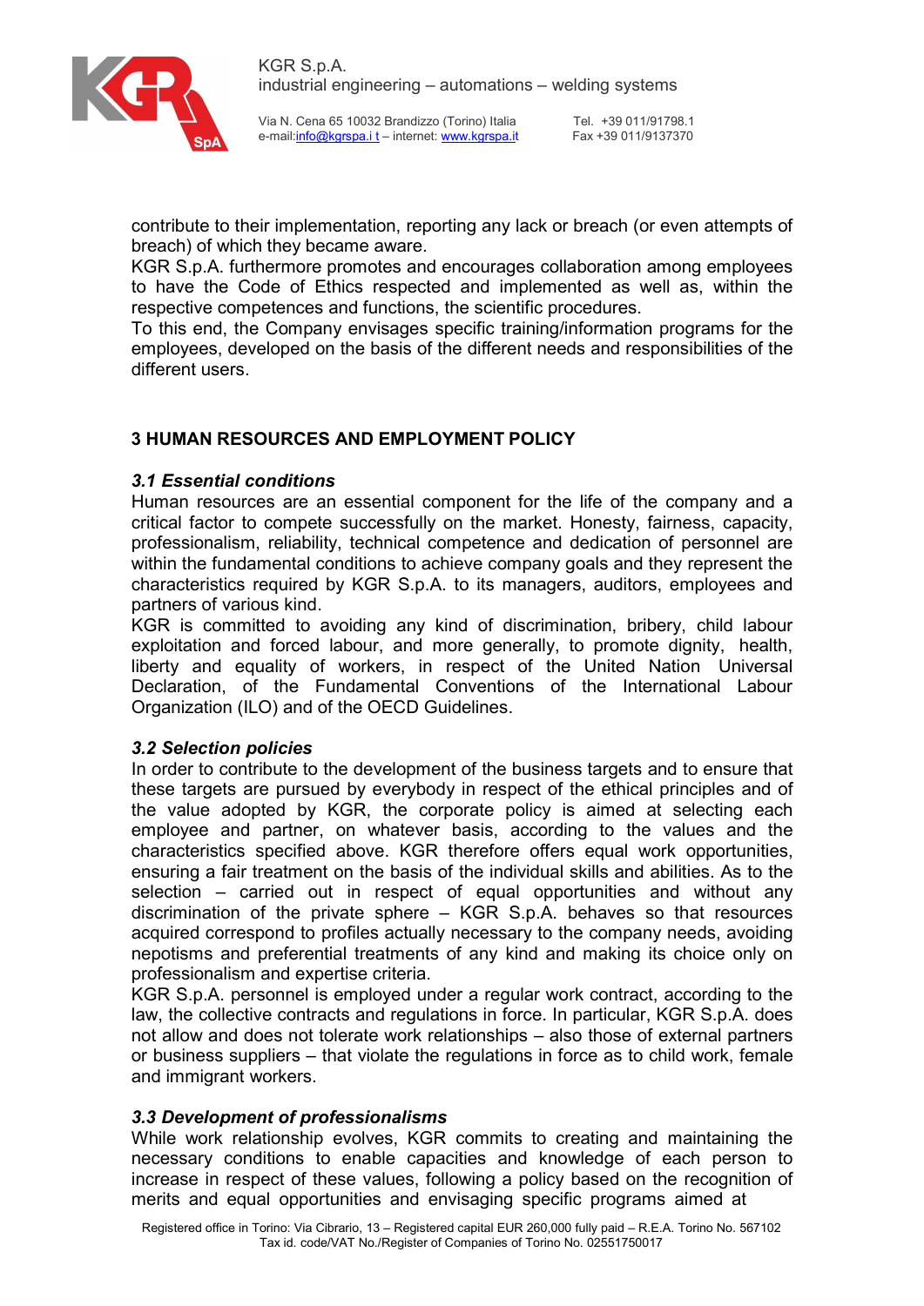contribute to their implementation, reporting any lack or breach (or even attempts of breach) of which they became aware.

KGR S.p.A. furthermore promotes and encourages collaboration among employees to have the Code of Ethics respected and implemented as well as, within the respective competences and functions, the scientific procedures.

To this end, the Company envisages specific training/information programs for the employees, developed on the basis of the different needs and responsibilities of the different users.

## 3 HUMAN RESOURCES AND EMPLOYMENT POLICY

### *3.1 Essential conditions*

Human resources are an essential component for the life of the company and a critical factor to compete successfully on the market. Honesty, fairness, capacity, professionalism, reliability, technical competence and dedication of personnel are within the fundamental conditions to achieve company goals and they represent the characteristics required by KGR S.p.A. to its managers, auditors, employees and partners of various kind.

KGR is committed to avoiding any kind of discrimination, bribery, child labour exploitation and forced labour, and more generally, to promote dignity, health, liberty and equality of workers, in respect of the United Nation Universal Declaration, of the Fundamental Conventions of the International Labour Organization (ILO) and of the OECD Guidelines.

### *3.2 Selection policies*

In order to contribute to the development of the business targets and to ensure that these targets are pursued by everybody in respect of the ethical principles and of the value adopted by KGR, the corporate policy is aimed at selecting each employee and partner, on whatever basis, according to the values and the characteristics specified above. KGR therefore offers equal work opportunities, ensuring a fair treatment on the basis of the individual skills and abilities. As to the selection – carried out in respect of equal opportunities and without any discrimination of the private sphere – KGR S.p.A. behaves so that resources acquired correspond to profiles actually necessary to the company needs, avoiding nepotisms and preferential treatments of any kind and making its choice only on professionalism and expertise criteria.

KGR S.p.A. personnel is employed under a regular work contract, according to the law, the collective contracts and regulations in force. In particular, KGR S.p.A. does not allow and does not tolerate work relationships – also those of external partners or business suppliers – that violate the regulations in force as to child work, female and immigrant workers.

### *3.3 Development of professionalisms*

While work relationship evolves, KGR commits to creating and maintaining the necessary conditions to enable capacities and knowledge of each person to increase in respect of these values, following a policy based on the recognition of merits and equal opportunities and envisaging specific programs aimed at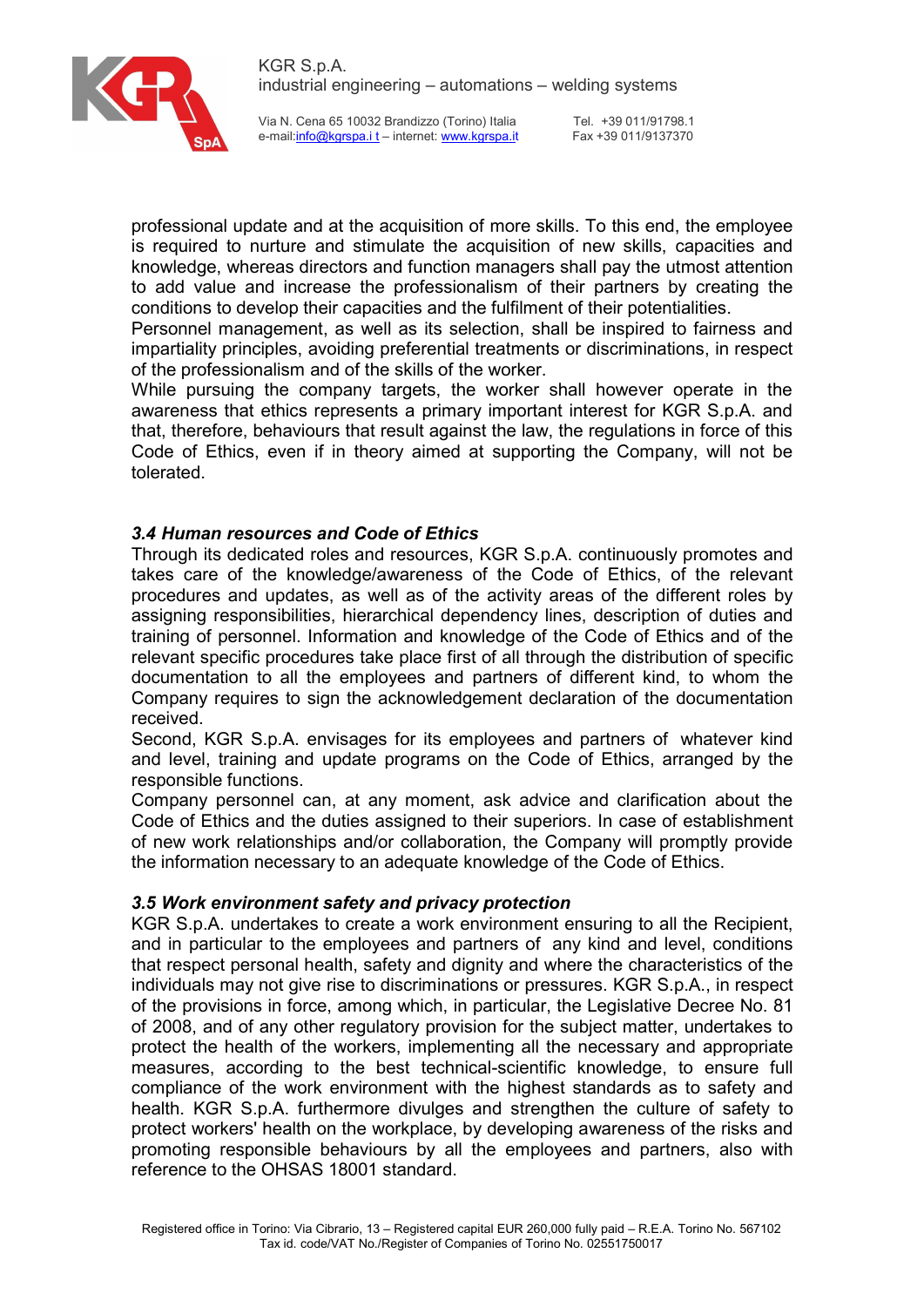professional update and at the acquisition of more skills. To this end, the employee is required to nurture and stimulate the acquisition of new skills, capacities and knowledge, whereas directors and function managers shall pay the utmost attention to add value and increase the professionalism of their partners by creating the conditions to develop their capacities and the fulfilment of their potentialities.
Personnel management, as well as its selection, shall be inspired to fairness and impartiality principles, avoiding preferential treatments or discriminations, in respect of the professionalism and of the skills of the worker.
While pursuing the company targets, the worker shall however operate in the awareness that ethics represents a primary important interest for KGR S.p.A. and that, therefore, behaviours that result against the law, the regulations in force of this Code of Ethics, even if in theory aimed at supporting the Company, will not be tolerated.

### *3.4 Human resources and Code of Ethics*

Through its dedicated roles and resources, KGR S.p.A. continuously promotes and takes care of the knowledge/awareness of the Code of Ethics, of the relevant procedures and updates, as well as of the activity areas of the different roles by assigning responsibilities, hierarchical dependency lines, description of duties and training of personnel. Information and knowledge of the Code of Ethics and of the relevant specific procedures take place first of all through the distribution of specific documentation to all the employees and partners of different kind, to whom the Company requires to sign the acknowledgement declaration of the documentation received.
Second, KGR S.p.A. envisages for its employees and partners of whatever kind and level, training and update programs on the Code of Ethics, arranged by the responsible functions.
Company personnel can, at any moment, ask advice and clarification about the Code of Ethics and the duties assigned to their superiors. In case of establishment of new work relationships and/or collaboration, the Company will promptly provide the information necessary to an adequate knowledge of the Code of Ethics.

### *3.5 Work environment safety and privacy protection*

KGR S.p.A. undertakes to create a work environment ensuring to all the Recipient, and in particular to the employees and partners of any kind and level, conditions that respect personal health, safety and dignity and where the characteristics of the individuals may not give rise to discriminations or pressures. KGR S.p.A., in respect of the provisions in force, among which, in particular, the Legislative Decree No. 81 of 2008, and of any other regulatory provision for the subject matter, undertakes to protect the health of the workers, implementing all the necessary and appropriate measures, according to the best technical-scientific knowledge, to ensure full compliance of the work environment with the highest standards as to safety and health. KGR S.p.A. furthermore divulges and strengthen the culture of safety to protect workers' health on the workplace, by developing awareness of the risks and promoting responsible behaviours by all the employees and partners, also with reference to the OHSAS 18001 standard.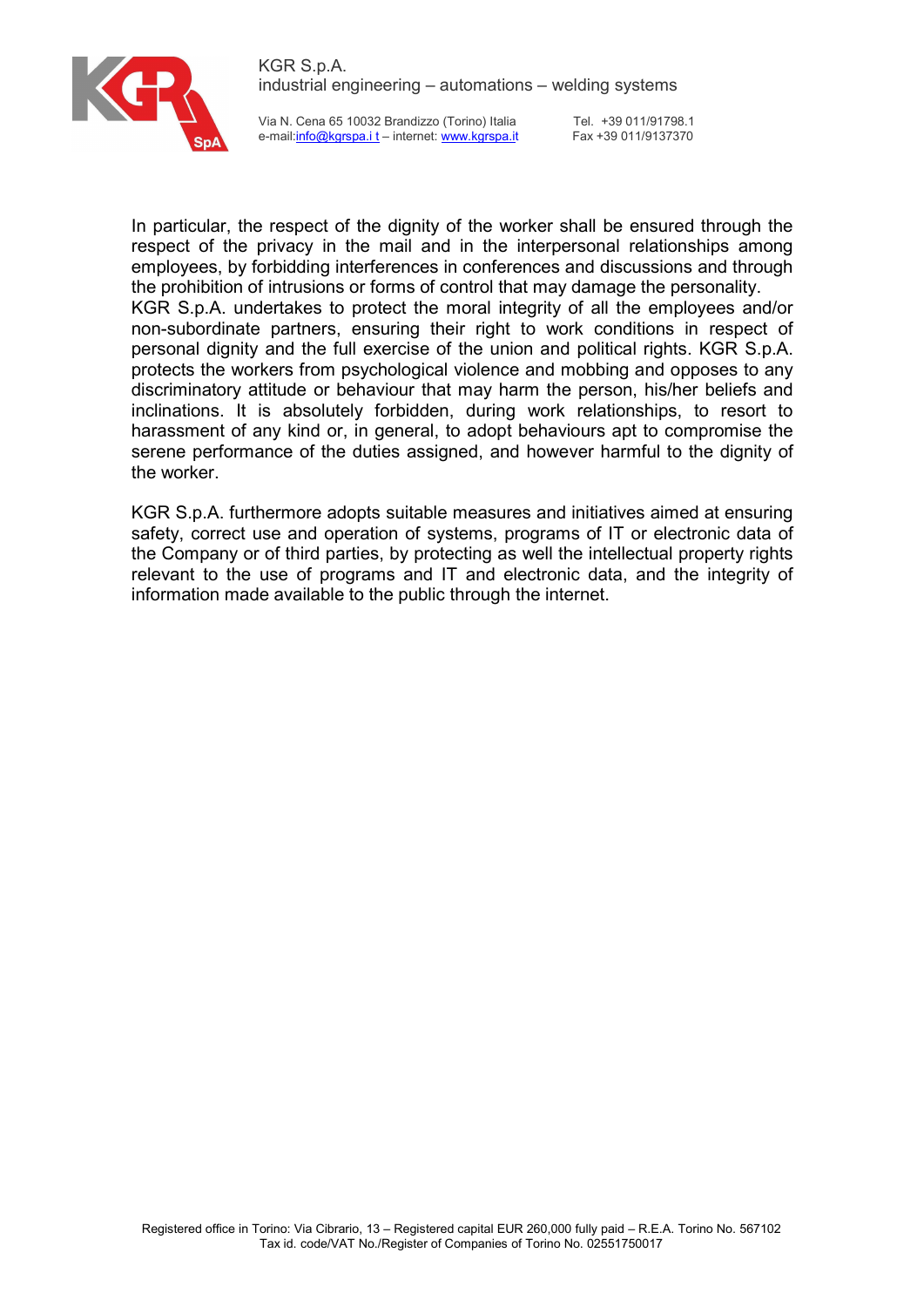In particular, the respect of the dignity of the worker shall be ensured through the respect of the privacy in the mail and in the interpersonal relationships among employees, by forbidding interferences in conferences and discussions and through the prohibition of intrusions or forms of control that may damage the personality.
KGR S.p.A. undertakes to protect the moral integrity of all the employees and/or non-subordinate partners, ensuring their right to work conditions in respect of personal dignity and the full exercise of the union and political rights. KGR S.p.A. protects the workers from psychological violence and mobbing and opposes to any discriminatory attitude or behaviour that may harm the person, his/her beliefs and inclinations. It is absolutely forbidden, during work relationships, to resort to harassment of any kind or, in general, to adopt behaviours apt to compromise the serene performance of the duties assigned, and however harmful to the dignity of the worker.

KGR S.p.A. furthermore adopts suitable measures and initiatives aimed at ensuring safety, correct use and operation of systems, programs of IT or electronic data of the Company or of third parties, by protecting as well the intellectual property rights relevant to the use of programs and IT and electronic data, and the integrity of information made available to the public through the internet.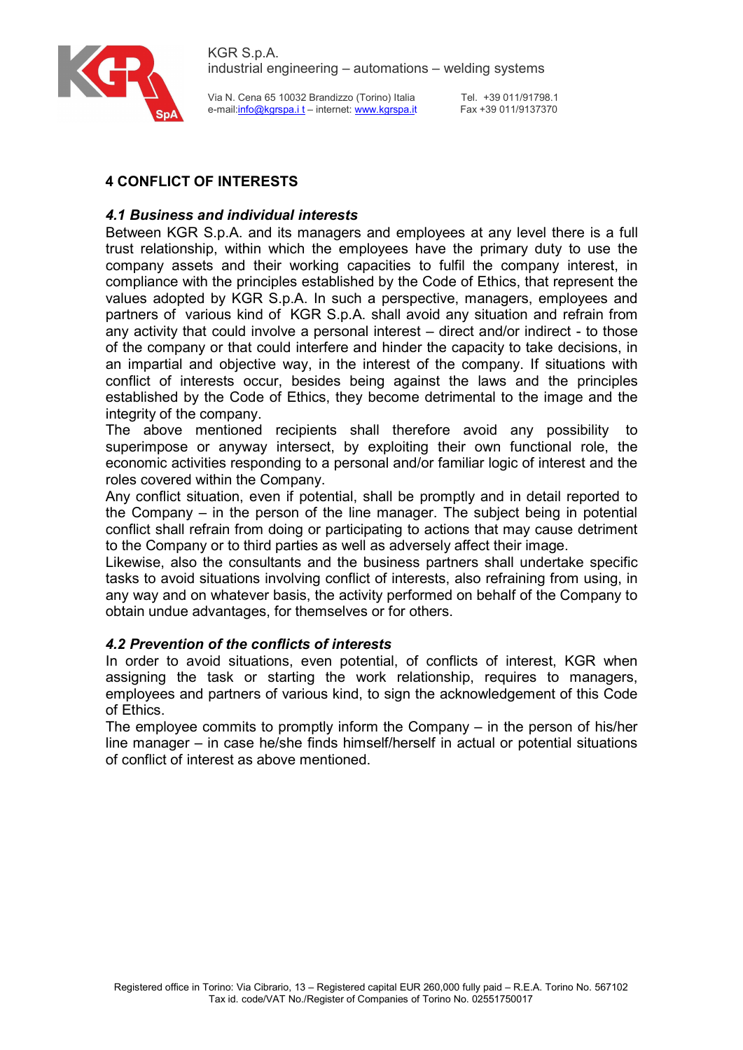## 4 CONFLICT OF INTERESTS

### *4.1 Business and individual interests*

Between KGR S.p.A. and its managers and employees at any level there is a full trust relationship, within which the employees have the primary duty to use the company assets and their working capacities to fulfil the company interest, in compliance with the principles established by the Code of Ethics, that represent the values adopted by KGR S.p.A. In such a perspective, managers, employees and partners of various kind of KGR S.p.A. shall avoid any situation and refrain from any activity that could involve a personal interest – direct and/or indirect - to those of the company or that could interfere and hinder the capacity to take decisions, in an impartial and objective way, in the interest of the company. If situations with conflict of interests occur, besides being against the laws and the principles established by the Code of Ethics, they become detrimental to the image and the integrity of the company.

The above mentioned recipients shall therefore avoid any possibility to superimpose or anyway intersect, by exploiting their own functional role, the economic activities responding to a personal and/or familiar logic of interest and the roles covered within the Company.

Any conflict situation, even if potential, shall be promptly and in detail reported to the Company – in the person of the line manager. The subject being in potential conflict shall refrain from doing or participating to actions that may cause detriment to the Company or to third parties as well as adversely affect their image.

Likewise, also the consultants and the business partners shall undertake specific tasks to avoid situations involving conflict of interests, also refraining from using, in any way and on whatever basis, the activity performed on behalf of the Company to obtain undue advantages, for themselves or for others.

### *4.2 Prevention of the conflicts of interests*

In order to avoid situations, even potential, of conflicts of interest, KGR when assigning the task or starting the work relationship, requires to managers, employees and partners of various kind, to sign the acknowledgement of this Code of Ethics.

The employee commits to promptly inform the Company – in the person of his/her line manager – in case he/she finds himself/herself in actual or potential situations of conflict of interest as above mentioned.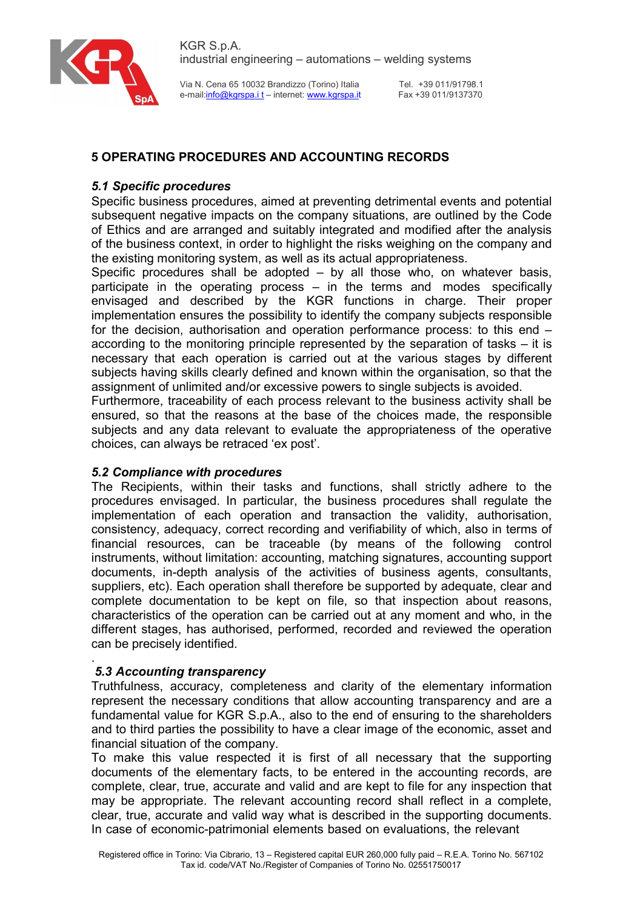## 5 OPERATING PROCEDURES AND ACCOUNTING RECORDS

### *5.1 Specific procedures*

Specific business procedures, aimed at preventing detrimental events and potential subsequent negative impacts on the company situations, are outlined by the Code of Ethics and are arranged and suitably integrated and modified after the analysis of the business context, in order to highlight the risks weighing on the company and the existing monitoring system, as well as its actual appropriateness.
Specific procedures shall be adopted – by all those who, on whatever basis, participate in the operating process – in the terms and modes specifically envisaged and described by the KGR functions in charge. Their proper implementation ensures the possibility to identify the company subjects responsible for the decision, authorisation and operation performance process: to this end – according to the monitoring principle represented by the separation of tasks – it is necessary that each operation is carried out at the various stages by different subjects having skills clearly defined and known within the organisation, so that the assignment of unlimited and/or excessive powers to single subjects is avoided.
Furthermore, traceability of each process relevant to the business activity shall be ensured, so that the reasons at the base of the choices made, the responsible subjects and any data relevant to evaluate the appropriateness of the operative choices, can always be retraced 'ex post'.

### *5.2 Compliance with procedures*

The Recipients, within their tasks and functions, shall strictly adhere to the procedures envisaged. In particular, the business procedures shall regulate the implementation of each operation and transaction the validity, authorisation, consistency, adequacy, correct recording and verifiability of which, also in terms of financial resources, can be traceable (by means of the following control instruments, without limitation: accounting, matching signatures, accounting support documents, in-depth analysis of the activities of business agents, consultants, suppliers, etc). Each operation shall therefore be supported by adequate, clear and complete documentation to be kept on file, so that inspection about reasons, characteristics of the operation can be carried out at any moment and who, in the different stages, has authorised, performed, recorded and reviewed the operation can be precisely identified.

### *5.3 Accounting transparency*

Truthfulness, accuracy, completeness and clarity of the elementary information represent the necessary conditions that allow accounting transparency and are a fundamental value for KGR S.p.A., also to the end of ensuring to the shareholders and to third parties the possibility to have a clear image of the economic, asset and financial situation of the company.
To make this value respected it is first of all necessary that the supporting documents of the elementary facts, to be entered in the accounting records, are complete, clear, true, accurate and valid and are kept to file for any inspection that may be appropriate. The relevant accounting record shall reflect in a complete, clear, true, accurate and valid way what is described in the supporting documents.
In case of economic-patrimonial elements based on evaluations, the relevant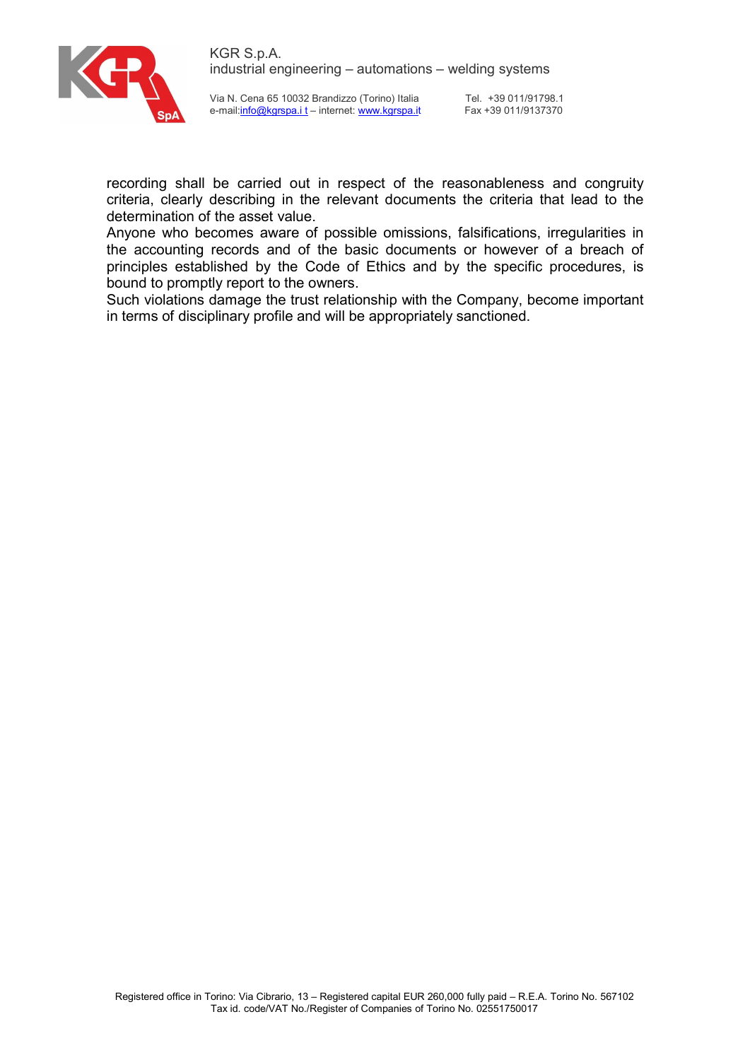recording shall be carried out in respect of the reasonableness and congruity criteria, clearly describing in the relevant documents the criteria that lead to the determination of the asset value.

Anyone who becomes aware of possible omissions, falsifications, irregularities in the accounting records and of the basic documents or however of a breach of principles established by the Code of Ethics and by the specific procedures, is bound to promptly report to the owners.

Such violations damage the trust relationship with the Company, become important in terms of disciplinary profile and will be appropriately sanctioned.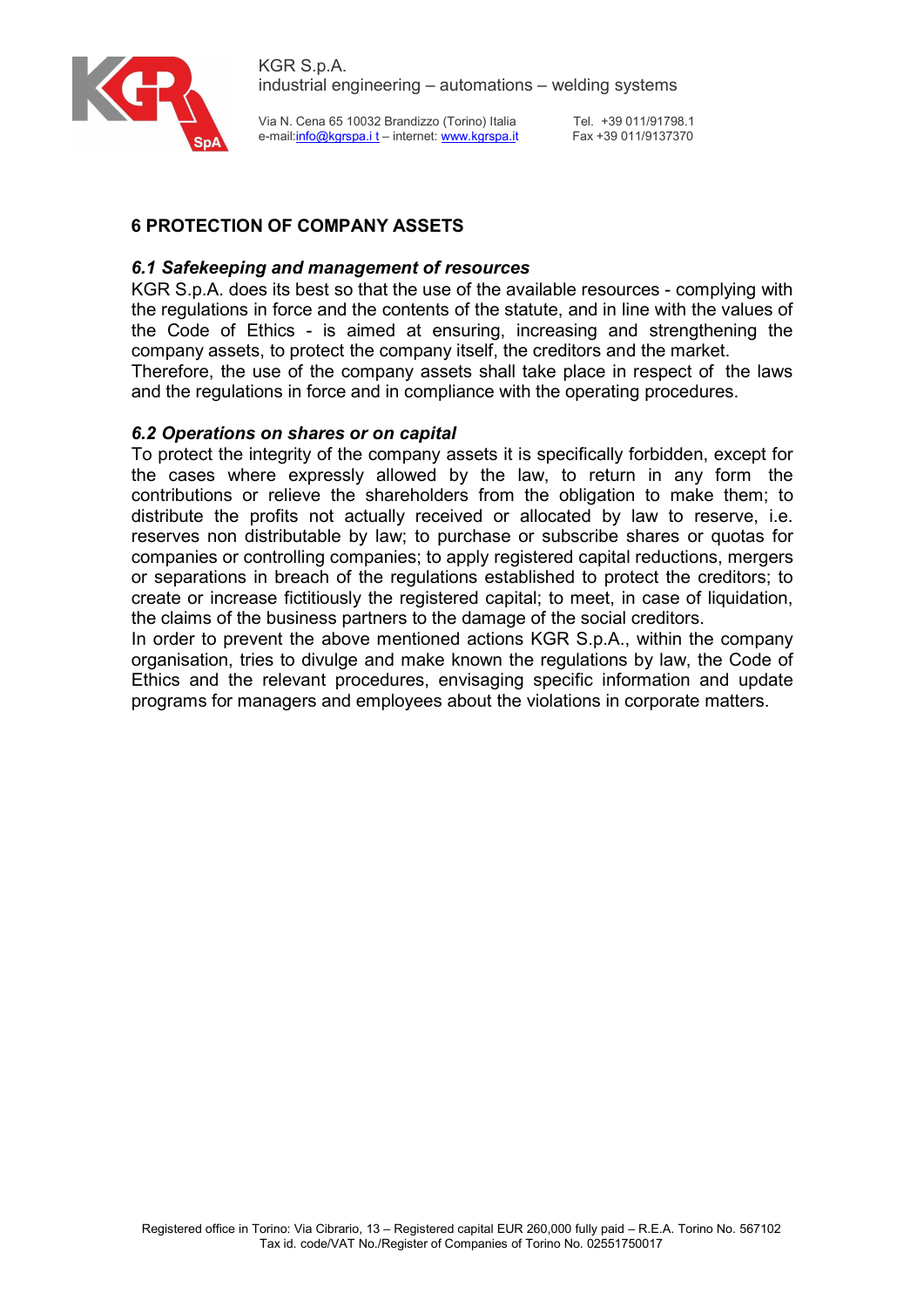## 6 PROTECTION OF COMPANY ASSETS

### *6.1 Safekeeping and management of resources*

KGR S.p.A. does its best so that the use of the available resources - complying with the regulations in force and the contents of the statute, and in line with the values of the Code of Ethics - is aimed at ensuring, increasing and strengthening the company assets, to protect the company itself, the creditors and the market.
Therefore, the use of the company assets shall take place in respect of the laws and the regulations in force and in compliance with the operating procedures.

### *6.2 Operations on shares or on capital*

To protect the integrity of the company assets it is specifically forbidden, except for the cases where expressly allowed by the law, to return in any form the contributions or relieve the shareholders from the obligation to make them; to distribute the profits not actually received or allocated by law to reserve, i.e. reserves non distributable by law; to purchase or subscribe shares or quotas for companies or controlling companies; to apply registered capital reductions, mergers or separations in breach of the regulations established to protect the creditors; to create or increase fictitiously the registered capital; to meet, in case of liquidation, the claims of the business partners to the damage of the social creditors.
In order to prevent the above mentioned actions KGR S.p.A., within the company organisation, tries to divulge and make known the regulations by law, the Code of Ethics and the relevant procedures, envisaging specific information and update programs for managers and employees about the violations in corporate matters.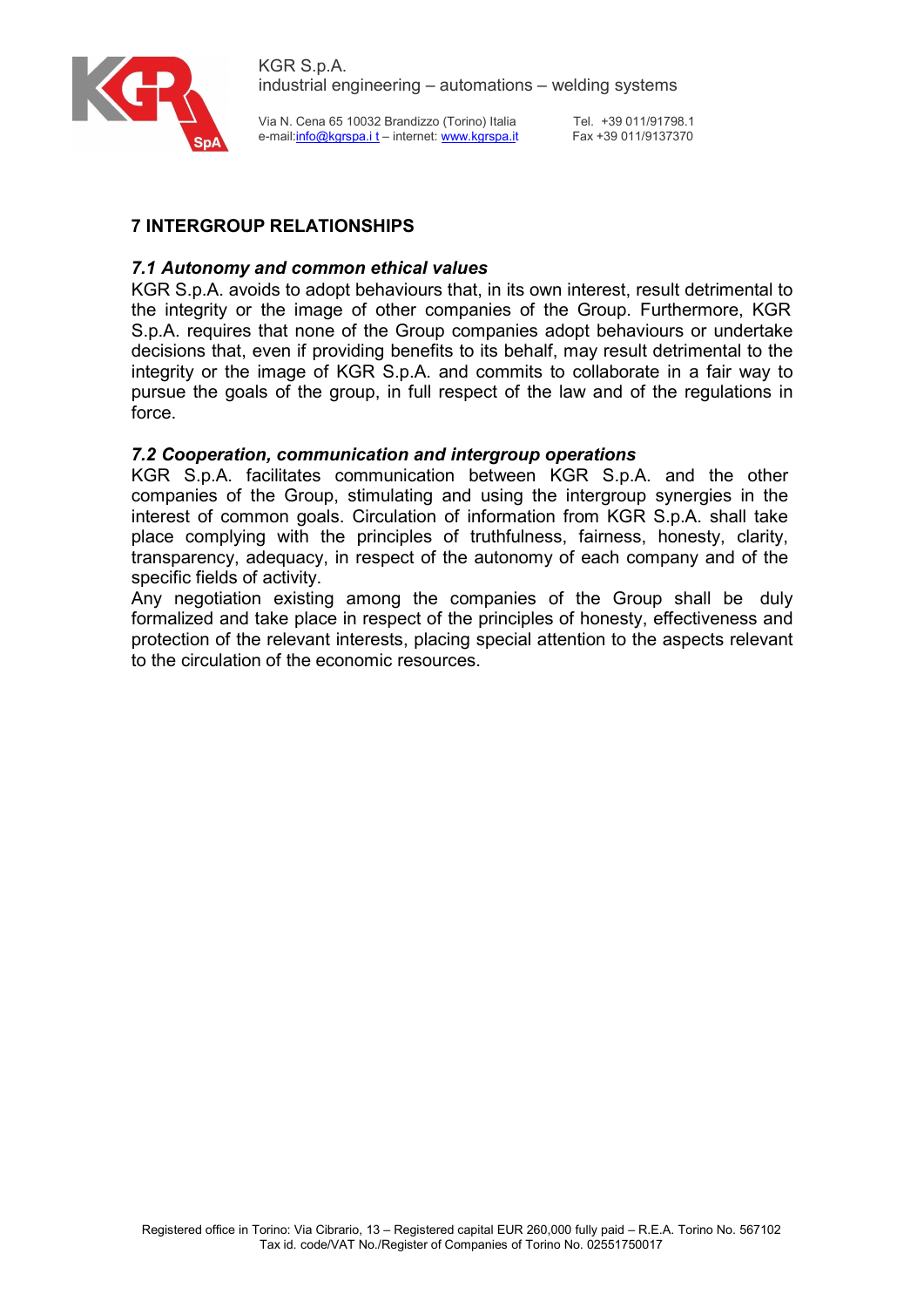## 7 INTERGROUP RELATIONSHIPS

### *7.1 Autonomy and common ethical values*

KGR S.p.A. avoids to adopt behaviours that, in its own interest, result detrimental to the integrity or the image of other companies of the Group. Furthermore, KGR S.p.A. requires that none of the Group companies adopt behaviours or undertake decisions that, even if providing benefits to its behalf, may result detrimental to the integrity or the image of KGR S.p.A. and commits to collaborate in a fair way to pursue the goals of the group, in full respect of the law and of the regulations in force.

### *7.2 Cooperation, communication and intergroup operations*

KGR S.p.A. facilitates communication between KGR S.p.A. and the other companies of the Group, stimulating and using the intergroup synergies in the interest of common goals. Circulation of information from KGR S.p.A. shall take place complying with the principles of truthfulness, fairness, honesty, clarity, transparency, adequacy, in respect of the autonomy of each company and of the specific fields of activity.

Any negotiation existing among the companies of the Group shall be duly formalized and take place in respect of the principles of honesty, effectiveness and protection of the relevant interests, placing special attention to the aspects relevant to the circulation of the economic resources.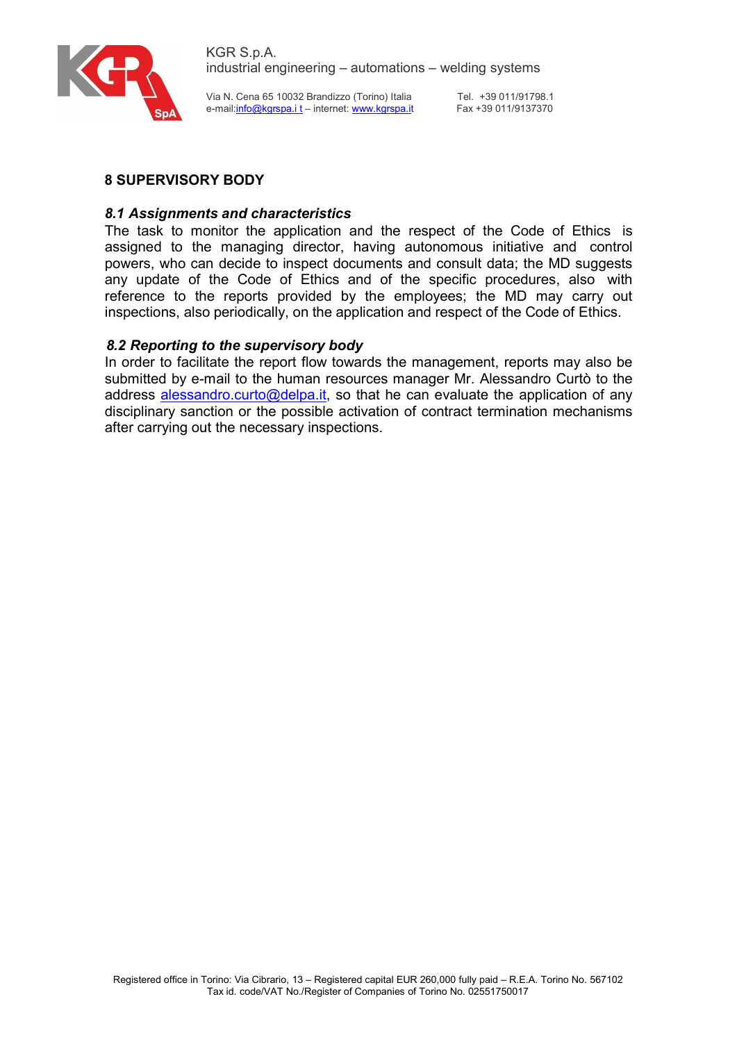## 8 SUPERVISORY BODY

### *8.1 Assignments and characteristics*

The task to monitor the application and the respect of the Code of Ethics is assigned to the managing director, having autonomous initiative and control powers, who can decide to inspect documents and consult data; the MD suggests any update of the Code of Ethics and of the specific procedures, also with reference to the reports provided by the employees; the MD may carry out inspections, also periodically, on the application and respect of the Code of Ethics.

### *8.2 Reporting to the supervisory body*

In order to facilitate the report flow towards the management, reports may also be submitted by e-mail to the human resources manager Mr. Alessandro Curtò to the address alessandro.curto@delpa.it, so that he can evaluate the application of any disciplinary sanction or the possible activation of contract termination mechanisms after carrying out the necessary inspections.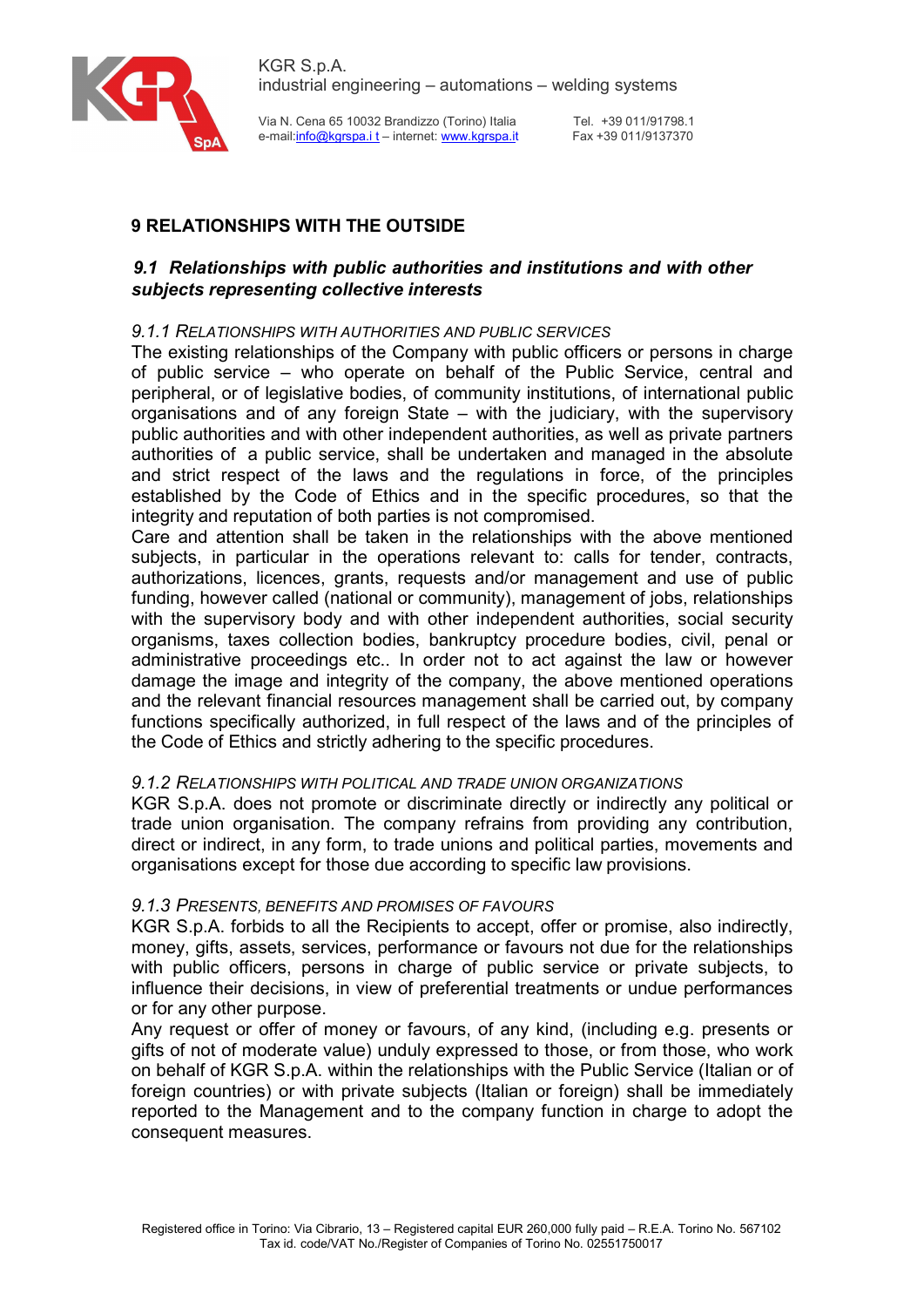## 9 RELATIONSHIPS WITH THE OUTSIDE

### *9.1 Relationships with public authorities and institutions and with other subjects representing collective interests*

#### *9.1.1 RELATIONSHIPS WITH AUTHORITIES AND PUBLIC SERVICES*

The existing relationships of the Company with public officers or persons in charge of public service – who operate on behalf of the Public Service, central and peripheral, or of legislative bodies, of community institutions, of international public organisations and of any foreign State – with the judiciary, with the supervisory public authorities and with other independent authorities, as well as private partners authorities of a public service, shall be undertaken and managed in the absolute and strict respect of the laws and the regulations in force, of the principles established by the Code of Ethics and in the specific procedures, so that the integrity and reputation of both parties is not compromised.

Care and attention shall be taken in the relationships with the above mentioned subjects, in particular in the operations relevant to: calls for tender, contracts, authorizations, licences, grants, requests and/or management and use of public funding, however called (national or community), management of jobs, relationships with the supervisory body and with other independent authorities, social security organisms, taxes collection bodies, bankruptcy procedure bodies, civil, penal or administrative proceedings etc.. In order not to act against the law or however damage the image and integrity of the company, the above mentioned operations and the relevant financial resources management shall be carried out, by company functions specifically authorized, in full respect of the laws and of the principles of the Code of Ethics and strictly adhering to the specific procedures.

#### *9.1.2 RELATIONSHIPS WITH POLITICAL AND TRADE UNION ORGANIZATIONS*

KGR S.p.A. does not promote or discriminate directly or indirectly any political or trade union organisation. The company refrains from providing any contribution, direct or indirect, in any form, to trade unions and political parties, movements and organisations except for those due according to specific law provisions.

#### *9.1.3 PRESENTS, BENEFITS AND PROMISES OF FAVOURS*

KGR S.p.A. forbids to all the Recipients to accept, offer or promise, also indirectly, money, gifts, assets, services, performance or favours not due for the relationships with public officers, persons in charge of public service or private subjects, to influence their decisions, in view of preferential treatments or undue performances or for any other purpose.

Any request or offer of money or favours, of any kind, (including e.g. presents or gifts of not of moderate value) unduly expressed to those, or from those, who work on behalf of KGR S.p.A. within the relationships with the Public Service (Italian or of foreign countries) or with private subjects (Italian or foreign) shall be immediately reported to the Management and to the company function in charge to adopt the consequent measures.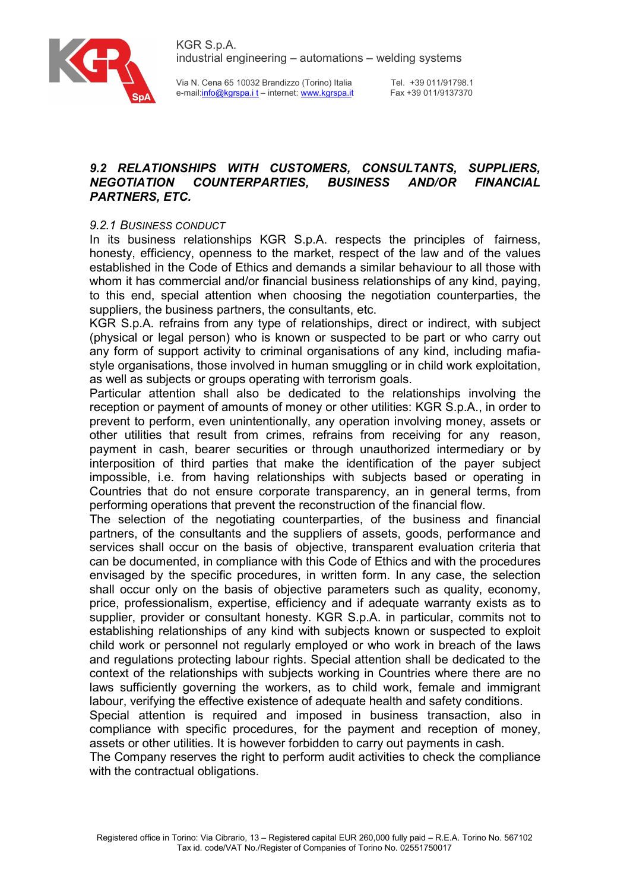### *9.2 RELATIONSHIPS WITH CUSTOMERS, CONSULTANTS, SUPPLIERS, NEGOTIATION COUNTERPARTIES, BUSINESS AND/OR FINANCIAL PARTNERS, ETC.*

#### *9.2.1 BUSINESS CONDUCT*

In its business relationships KGR S.p.A. respects the principles of fairness, honesty, efficiency, openness to the market, respect of the law and of the values established in the Code of Ethics and demands a similar behaviour to all those with whom it has commercial and/or financial business relationships of any kind, paying, to this end, special attention when choosing the negotiation counterparties, the suppliers, the business partners, the consultants, etc.

KGR S.p.A. refrains from any type of relationships, direct or indirect, with subject (physical or legal person) who is known or suspected to be part or who carry out any form of support activity to criminal organisations of any kind, including mafia-style organisations, those involved in human smuggling or in child work exploitation, as well as subjects or groups operating with terrorism goals.

Particular attention shall also be dedicated to the relationships involving the reception or payment of amounts of money or other utilities: KGR S.p.A., in order to prevent to perform, even unintentionally, any operation involving money, assets or other utilities that result from crimes, refrains from receiving for any reason, payment in cash, bearer securities or through unauthorized intermediary or by interposition of third parties that make the identification of the payer subject impossible, i.e. from having relationships with subjects based or operating in Countries that do not ensure corporate transparency, an in general terms, from performing operations that prevent the reconstruction of the financial flow.

The selection of the negotiating counterparties, of the business and financial partners, of the consultants and the suppliers of assets, goods, performance and services shall occur on the basis of objective, transparent evaluation criteria that can be documented, in compliance with this Code of Ethics and with the procedures envisaged by the specific procedures, in written form. In any case, the selection shall occur only on the basis of objective parameters such as quality, economy, price, professionalism, expertise, efficiency and if adequate warranty exists as to supplier, provider or consultant honesty. KGR S.p.A. in particular, commits not to establishing relationships of any kind with subjects known or suspected to exploit child work or personnel not regularly employed or who work in breach of the laws and regulations protecting labour rights. Special attention shall be dedicated to the context of the relationships with subjects working in Countries where there are no laws sufficiently governing the workers, as to child work, female and immigrant labour, verifying the effective existence of adequate health and safety conditions.

Special attention is required and imposed in business transaction, also in compliance with specific procedures, for the payment and reception of money, assets or other utilities. It is however forbidden to carry out payments in cash.

The Company reserves the right to perform audit activities to check the compliance with the contractual obligations.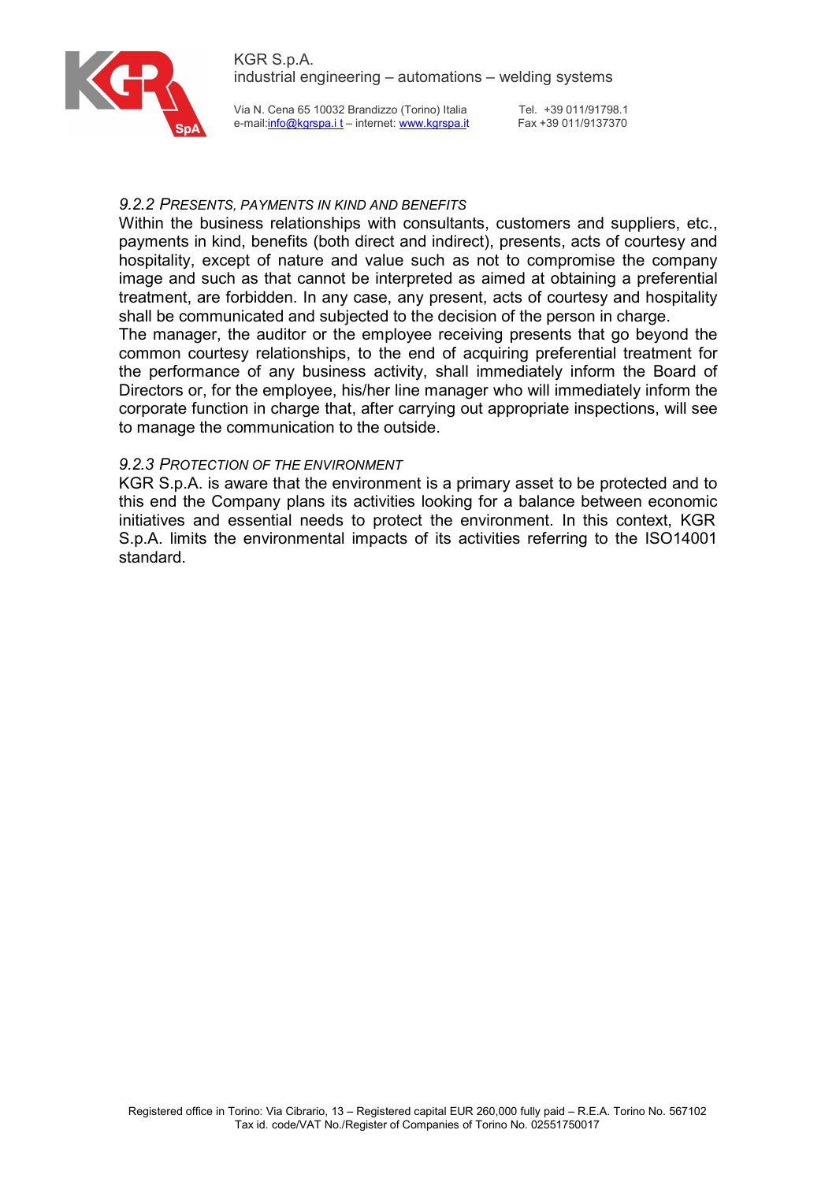### *9.2.2 Presents, payments in kind and benefits*

Within the business relationships with consultants, customers and suppliers, etc., payments in kind, benefits (both direct and indirect), presents, acts of courtesy and hospitality, except of nature and value such as not to compromise the company image and such as that cannot be interpreted as aimed at obtaining a preferential treatment, are forbidden. In any case, any present, acts of courtesy and hospitality shall be communicated and subjected to the decision of the person in charge.

The manager, the auditor or the employee receiving presents that go beyond the common courtesy relationships, to the end of acquiring preferential treatment for the performance of any business activity, shall immediately inform the Board of Directors or, for the employee, his/her line manager who will immediately inform the corporate function in charge that, after carrying out appropriate inspections, will see to manage the communication to the outside.

### *9.2.3 Protection of the environment*

KGR S.p.A. is aware that the environment is a primary asset to be protected and to this end the Company plans its activities looking for a balance between economic initiatives and essential needs to protect the environment. In this context, KGR S.p.A. limits the environmental impacts of its activities referring to the ISO14001 standard.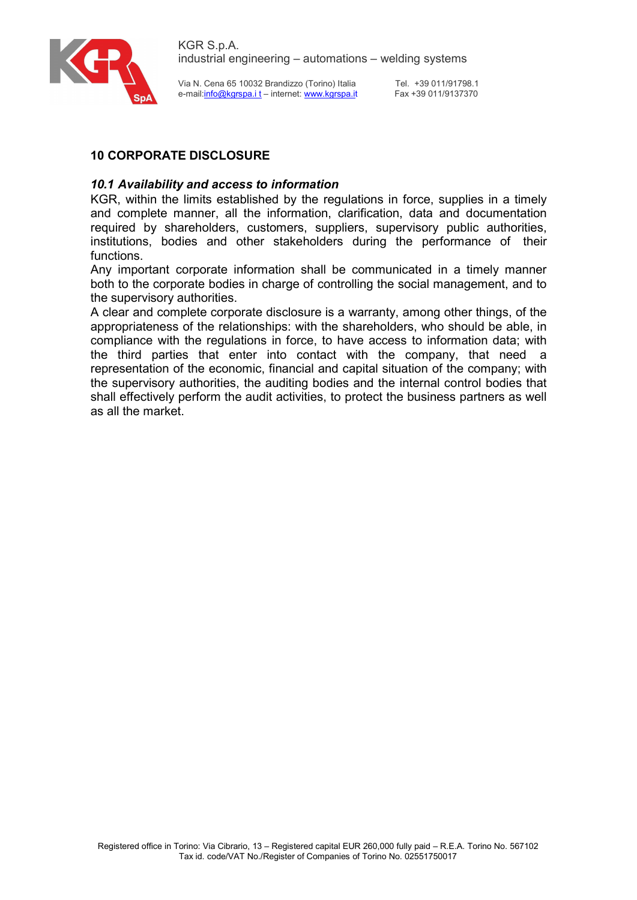## 10 CORPORATE DISCLOSURE

### *10.1 Availability and access to information*

KGR, within the limits established by the regulations in force, supplies in a timely and complete manner, all the information, clarification, data and documentation required by shareholders, customers, suppliers, supervisory public authorities, institutions, bodies and other stakeholders during the performance of their functions.

Any important corporate information shall be communicated in a timely manner both to the corporate bodies in charge of controlling the social management, and to the supervisory authorities.

A clear and complete corporate disclosure is a warranty, among other things, of the appropriateness of the relationships: with the shareholders, who should be able, in compliance with the regulations in force, to have access to information data; with the third parties that enter into contact with the company, that need a representation of the economic, financial and capital situation of the company; with the supervisory authorities, the auditing bodies and the internal control bodies that shall effectively perform the audit activities, to protect the business partners as well as all the market.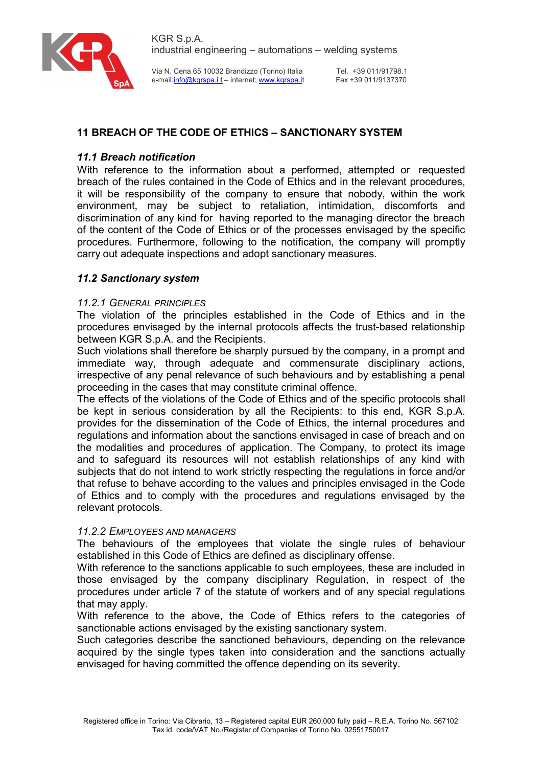## 11 BREACH OF THE CODE OF ETHICS – SANCTIONARY SYSTEM

### *11.1 Breach notification*

With reference to the information about a performed, attempted or requested breach of the rules contained in the Code of Ethics and in the relevant procedures, it will be responsibility of the company to ensure that nobody, within the work environment, may be subject to retaliation, intimidation, discomforts and discrimination of any kind for having reported to the managing director the breach of the content of the Code of Ethics or of the processes envisaged by the specific procedures. Furthermore, following to the notification, the company will promptly carry out adequate inspections and adopt sanctionary measures.

### *11.2 Sanctionary system*

#### *11.2.1 General principles*

The violation of the principles established in the Code of Ethics and in the procedures envisaged by the internal protocols affects the trust-based relationship between KGR S.p.A. and the Recipients.

Such violations shall therefore be sharply pursued by the company, in a prompt and immediate way, through adequate and commensurate disciplinary actions, irrespective of any penal relevance of such behaviours and by establishing a penal proceeding in the cases that may constitute criminal offence.

The effects of the violations of the Code of Ethics and of the specific protocols shall be kept in serious consideration by all the Recipients: to this end, KGR S.p.A. provides for the dissemination of the Code of Ethics, the internal procedures and regulations and information about the sanctions envisaged in case of breach and on the modalities and procedures of application. The Company, to protect its image and to safeguard its resources will not establish relationships of any kind with subjects that do not intend to work strictly respecting the regulations in force and/or that refuse to behave according to the values and principles envisaged in the Code of Ethics and to comply with the procedures and regulations envisaged by the relevant protocols.

#### *11.2.2 Employees and managers*

The behaviours of the employees that violate the single rules of behaviour established in this Code of Ethics are defined as disciplinary offense.

With reference to the sanctions applicable to such employees, these are included in those envisaged by the company disciplinary Regulation, in respect of the procedures under article 7 of the statute of workers and of any special regulations that may apply.

With reference to the above, the Code of Ethics refers to the categories of sanctionable actions envisaged by the existing sanctionary system.

Such categories describe the sanctioned behaviours, depending on the relevance acquired by the single types taken into consideration and the sanctions actually envisaged for having committed the offence depending on its severity.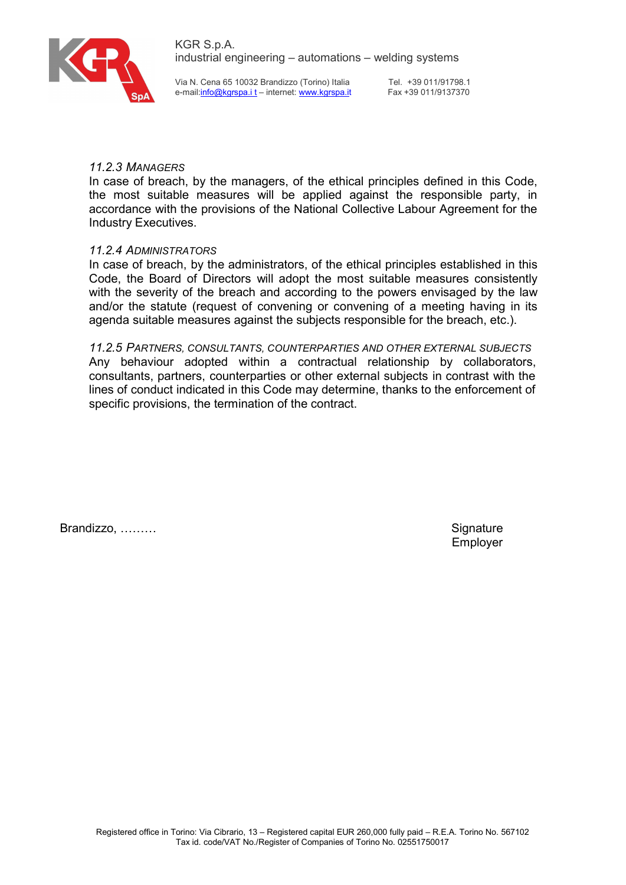#### *11.2.3 Managers*

In case of breach, by the managers, of the ethical principles defined in this Code, the most suitable measures will be applied against the responsible party, in accordance with the provisions of the National Collective Labour Agreement for the Industry Executives.

#### *11.2.4 Administrators*

In case of breach, by the administrators, of the ethical principles established in this Code, the Board of Directors will adopt the most suitable measures consistently with the severity of the breach and according to the powers envisaged by the law and/or the statute (request of convening or convening of a meeting having in its agenda suitable measures against the subjects responsible for the breach, etc.).

#### *11.2.5 Partners, consultants, counterparties and other external subjects*

Any behaviour adopted within a contractual relationship by collaborators, consultants, partners, counterparties or other external subjects in contrast with the lines of conduct indicated in this Code may determine, thanks to the enforcement of specific provisions, the termination of the contract.

Brandizzo, ………

Signature
Employer